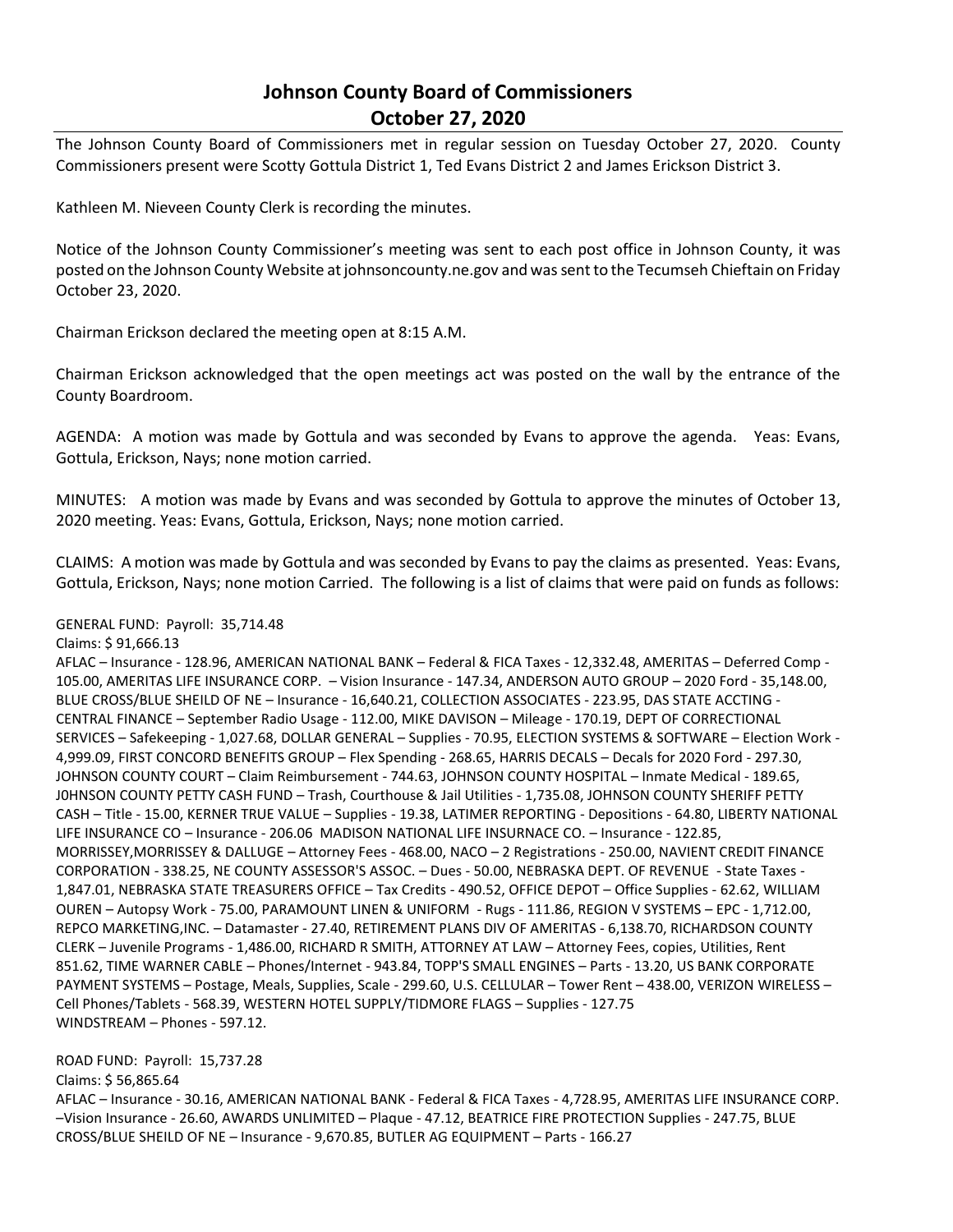# Johnson County Board of Commissioners
# October 27, 2020

The Johnson County Board of Commissioners met in regular session on Tuesday October 27, 2020. County Commissioners present were Scotty Gottula District 1, Ted Evans District 2 and James Erickson District 3.

Kathleen M. Nieveen County Clerk is recording the minutes.

Notice of the Johnson County Commissioner's meeting was sent to each post office in Johnson County, it was posted on the Johnson County Website at johnsoncounty.ne.gov and was sent to the Tecumseh Chieftain on Friday October 23, 2020.

Chairman Erickson declared the meeting open at 8:15 A.M.

Chairman Erickson acknowledged that the open meetings act was posted on the wall by the entrance of the County Boardroom.

AGENDA: A motion was made by Gottula and was seconded by Evans to approve the agenda. Yeas: Evans, Gottula, Erickson, Nays; none motion carried.

MINUTES: A motion was made by Evans and was seconded by Gottula to approve the minutes of October 13, 2020 meeting. Yeas: Evans, Gottula, Erickson, Nays; none motion carried.

CLAIMS: A motion was made by Gottula and was seconded by Evans to pay the claims as presented. Yeas: Evans, Gottula, Erickson, Nays; none motion Carried. The following is a list of claims that were paid on funds as follows:

GENERAL FUND: Payroll: 35,714.48
Claims: $ 91,666.13
AFLAC – Insurance - 128.96, AMERICAN NATIONAL BANK – Federal & FICA Taxes - 12,332.48, AMERITAS – Deferred Comp - 105.00, AMERITAS LIFE INSURANCE CORP. – Vision Insurance - 147.34, ANDERSON AUTO GROUP – 2020 Ford - 35,148.00, BLUE CROSS/BLUE SHEILD OF NE – Insurance - 16,640.21, COLLECTION ASSOCIATES - 223.95, DAS STATE ACCTING - CENTRAL FINANCE – September Radio Usage - 112.00, MIKE DAVISON – Mileage - 170.19, DEPT OF CORRECTIONAL SERVICES – Safekeeping - 1,027.68, DOLLAR GENERAL – Supplies - 70.95, ELECTION SYSTEMS & SOFTWARE – Election Work - 4,999.09, FIRST CONCORD BENEFITS GROUP – Flex Spending - 268.65, HARRIS DECALS – Decals for 2020 Ford - 297.30, JOHNSON COUNTY COURT – Claim Reimbursement - 744.63, JOHNSON COUNTY HOSPITAL – Inmate Medical - 189.65, J0HNSON COUNTY PETTY CASH FUND – Trash, Courthouse & Jail Utilities - 1,735.08, JOHNSON COUNTY SHERIFF PETTY CASH – Title - 15.00, KERNER TRUE VALUE – Supplies - 19.38, LATIMER REPORTING - Depositions - 64.80, LIBERTY NATIONAL LIFE INSURANCE CO – Insurance - 206.06 MADISON NATIONAL LIFE INSURNACE CO. – Insurance - 122.85, MORRISSEY,MORRISSEY & DALLUGE – Attorney Fees - 468.00, NACO – 2 Registrations - 250.00, NAVIENT CREDIT FINANCE CORPORATION - 338.25, NE COUNTY ASSESSOR'S ASSOC. – Dues - 50.00, NEBRASKA DEPT. OF REVENUE - State Taxes - 1,847.01, NEBRASKA STATE TREASURERS OFFICE – Tax Credits - 490.52, OFFICE DEPOT – Office Supplies - 62.62, WILLIAM OUREN – Autopsy Work - 75.00, PARAMOUNT LINEN & UNIFORM - Rugs - 111.86, REGION V SYSTEMS – EPC - 1,712.00, REPCO MARKETING,INC. – Datamaster - 27.40, RETIREMENT PLANS DIV OF AMERITAS - 6,138.70, RICHARDSON COUNTY CLERK – Juvenile Programs - 1,486.00, RICHARD R SMITH, ATTORNEY AT LAW – Attorney Fees, copies, Utilities, Rent 851.62, TIME WARNER CABLE – Phones/Internet - 943.84, TOPP'S SMALL ENGINES – Parts - 13.20, US BANK CORPORATE PAYMENT SYSTEMS – Postage, Meals, Supplies, Scale - 299.60, U.S. CELLULAR – Tower Rent – 438.00, VERIZON WIRELESS – Cell Phones/Tablets - 568.39, WESTERN HOTEL SUPPLY/TIDMORE FLAGS – Supplies - 127.75
WINDSTREAM – Phones - 597.12.

ROAD FUND: Payroll: 15,737.28
Claims: $ 56,865.64
AFLAC – Insurance - 30.16, AMERICAN NATIONAL BANK - Federal & FICA Taxes - 4,728.95, AMERITAS LIFE INSURANCE CORP. –Vision Insurance - 26.60, AWARDS UNLIMITED – Plaque - 47.12, BEATRICE FIRE PROTECTION Supplies - 247.75, BLUE CROSS/BLUE SHEILD OF NE – Insurance - 9,670.85, BUTLER AG EQUIPMENT – Parts - 166.27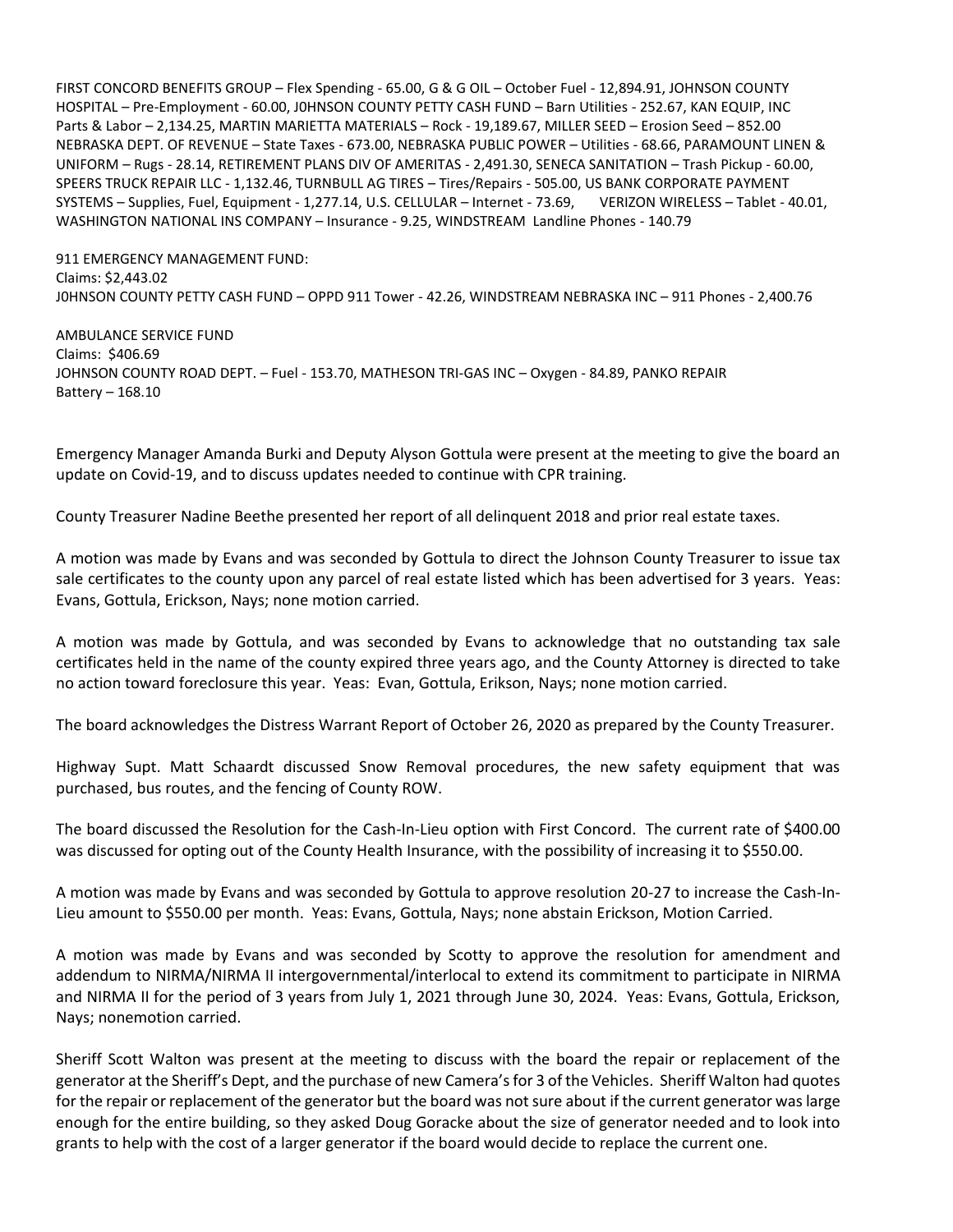FIRST CONCORD BENEFITS GROUP – Flex Spending - 65.00, G & G OIL – October Fuel - 12,894.91, JOHNSON COUNTY HOSPITAL – Pre-Employment - 60.00, J0HNSON COUNTY PETTY CASH FUND – Barn Utilities - 252.67, KAN EQUIP, INC Parts & Labor – 2,134.25, MARTIN MARIETTA MATERIALS – Rock - 19,189.67, MILLER SEED – Erosion Seed – 852.00 NEBRASKA DEPT. OF REVENUE – State Taxes - 673.00, NEBRASKA PUBLIC POWER – Utilities - 68.66, PARAMOUNT LINEN & UNIFORM – Rugs - 28.14, RETIREMENT PLANS DIV OF AMERITAS - 2,491.30, SENECA SANITATION – Trash Pickup - 60.00, SPEERS TRUCK REPAIR LLC - 1,132.46, TURNBULL AG TIRES – Tires/Repairs - 505.00, US BANK CORPORATE PAYMENT SYSTEMS – Supplies, Fuel, Equipment - 1,277.14, U.S. CELLULAR – Internet - 73.69, VERIZON WIRELESS – Tablet - 40.01, WASHINGTON NATIONAL INS COMPANY – Insurance - 9.25, WINDSTREAM Landline Phones - 140.79

911 EMERGENCY MANAGEMENT FUND:
Claims: $2,443.02
J0HNSON COUNTY PETTY CASH FUND – OPPD 911 Tower - 42.26, WINDSTREAM NEBRASKA INC – 911 Phones - 2,400.76

AMBULANCE SERVICE FUND
Claims: $406.69
JOHNSON COUNTY ROAD DEPT. – Fuel - 153.70, MATHESON TRI-GAS INC – Oxygen - 84.89, PANKO REPAIR Battery – 168.10

Emergency Manager Amanda Burki and Deputy Alyson Gottula were present at the meeting to give the board an update on Covid-19, and to discuss updates needed to continue with CPR training.

County Treasurer Nadine Beethe presented her report of all delinquent 2018 and prior real estate taxes.

A motion was made by Evans and was seconded by Gottula to direct the Johnson County Treasurer to issue tax sale certificates to the county upon any parcel of real estate listed which has been advertised for 3 years. Yeas: Evans, Gottula, Erickson, Nays; none motion carried.

A motion was made by Gottula, and was seconded by Evans to acknowledge that no outstanding tax sale certificates held in the name of the county expired three years ago, and the County Attorney is directed to take no action toward foreclosure this year. Yeas: Evan, Gottula, Erikson, Nays; none motion carried.

The board acknowledges the Distress Warrant Report of October 26, 2020 as prepared by the County Treasurer.

Highway Supt. Matt Schaardt discussed Snow Removal procedures, the new safety equipment that was purchased, bus routes, and the fencing of County ROW.

The board discussed the Resolution for the Cash-In-Lieu option with First Concord. The current rate of $400.00 was discussed for opting out of the County Health Insurance, with the possibility of increasing it to $550.00.

A motion was made by Evans and was seconded by Gottula to approve resolution 20-27 to increase the Cash-In-Lieu amount to $550.00 per month. Yeas: Evans, Gottula, Nays; none abstain Erickson, Motion Carried.

A motion was made by Evans and was seconded by Scotty to approve the resolution for amendment and addendum to NIRMA/NIRMA II intergovernmental/interlocal to extend its commitment to participate in NIRMA and NIRMA II for the period of 3 years from July 1, 2021 through June 30, 2024. Yeas: Evans, Gottula, Erickson, Nays; nonemotion carried.

Sheriff Scott Walton was present at the meeting to discuss with the board the repair or replacement of the generator at the Sheriff's Dept, and the purchase of new Camera's for 3 of the Vehicles. Sheriff Walton had quotes for the repair or replacement of the generator but the board was not sure about if the current generator was large enough for the entire building, so they asked Doug Goracke about the size of generator needed and to look into grants to help with the cost of a larger generator if the board would decide to replace the current one.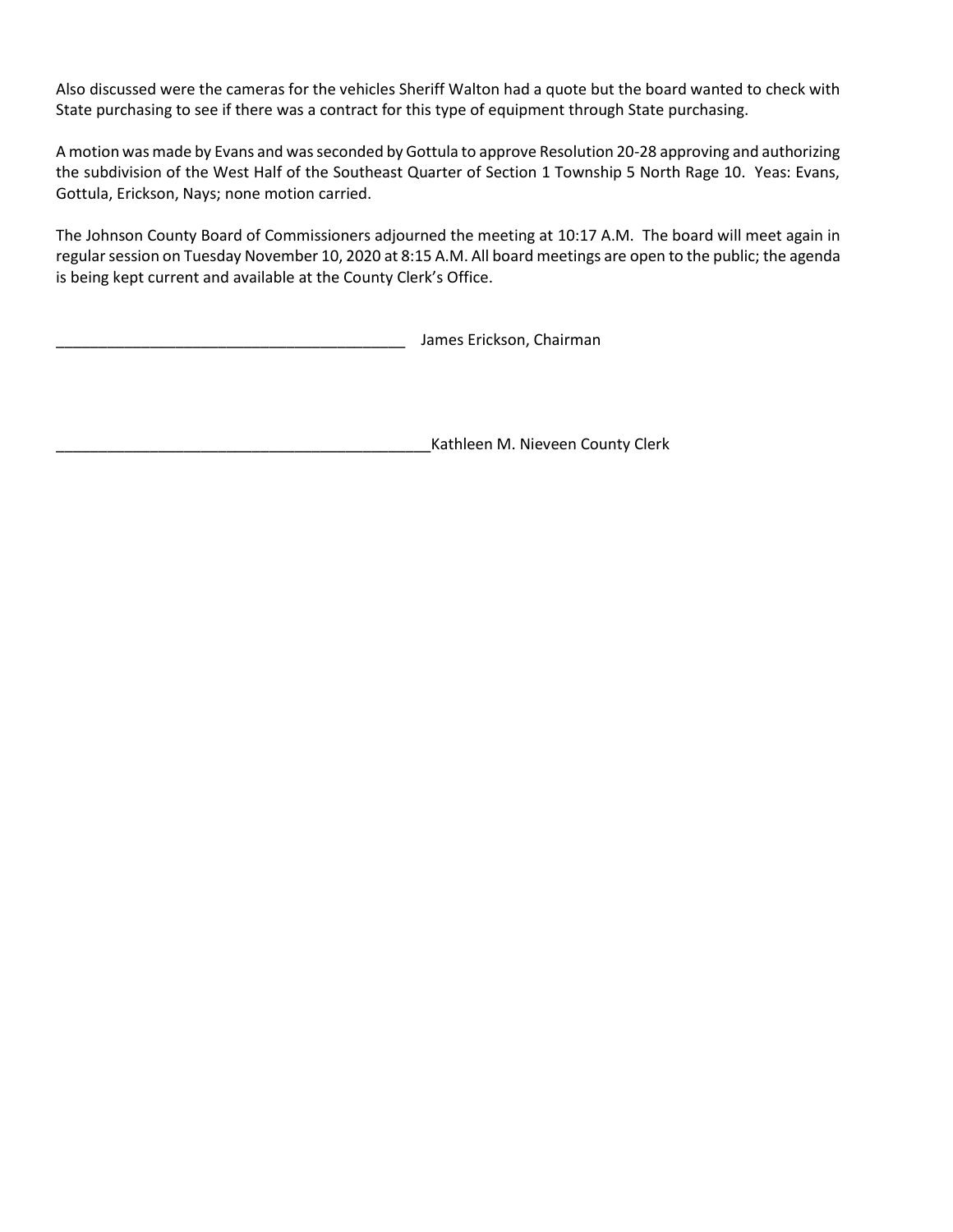Also discussed were the cameras for the vehicles Sheriff Walton had a quote but the board wanted to check with State purchasing to see if there was a contract for this type of equipment through State purchasing.

A motion was made by Evans and was seconded by Gottula to approve Resolution 20-28 approving and authorizing the subdivision of the West Half of the Southeast Quarter of Section 1 Township 5 North Rage 10. Yeas: Evans, Gottula, Erickson, Nays; none motion carried.

The Johnson County Board of Commissioners adjourned the meeting at 10:17 A.M. The board will meet again in regular session on Tuesday November 10, 2020 at 8:15 A.M. All board meetings are open to the public; the agenda is being kept current and available at the County Clerk's Office.

_________________________________________ James Erickson, Chairman

_____________________________________________Kathleen M. Nieveen County Clerk